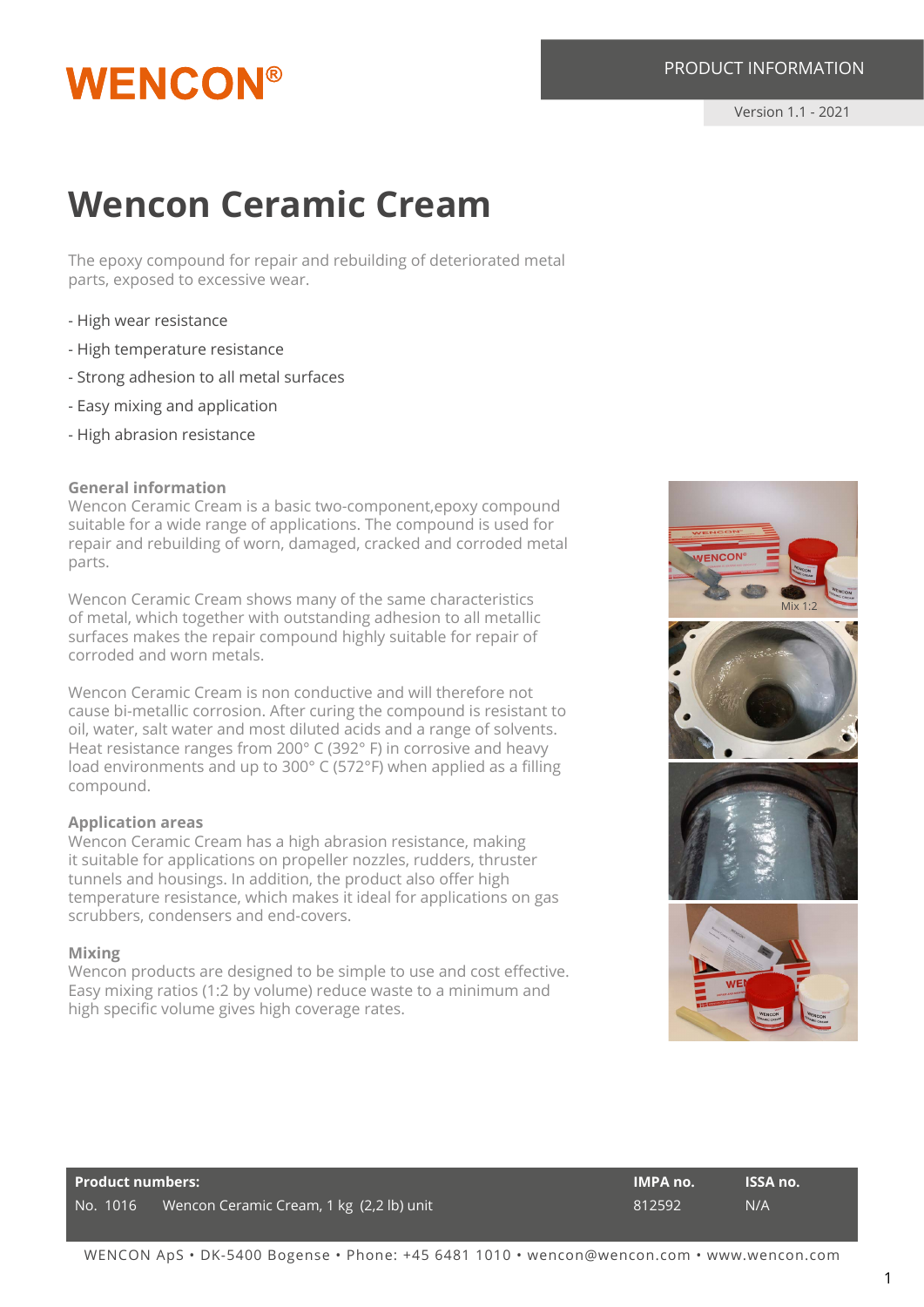WENCON®

PRODUCT INFORMATION

Version 1.1 - 2021

# Wencon Ceramic Cream

The epoxy compound for repair and rebuilding of deteriorated metal parts, exposed to excessive wear.

- High wear resistance
- High temperature resistance
- Strong adhesion to all metal surfaces
- Easy mixing and application
- High abrasion resistance

### General information

Wencon Ceramic Cream is a basic two-component,epoxy compound suitable for a wide range of applications. The compound is used for repair and rebuilding of worn, damaged, cracked and corroded metal parts.

Wencon Ceramic Cream shows many of the same characteristics of metal, which together with outstanding adhesion to all metallic surfaces makes the repair compound highly suitable for repair of corroded and worn metals.

Wencon Ceramic Cream is non conductive and will therefore not cause bi-metallic corrosion. After curing the compound is resistant to oil, water, salt water and most diluted acids and a range of solvents. Heat resistance ranges from 200° C (392° F) in corrosive and heavy load environments and up to 300° C (572°F) when applied as a filling compound.

### Application areas

Wencon Ceramic Cream has a high abrasion resistance, making it suitable for applications on propeller nozzles, rudders, thruster tunnels and housings. In addition, the product also offer high temperature resistance, which makes it ideal for applications on gas scrubbers, condensers and end-covers.

### Mixing

Wencon products are designed to be simple to use and cost effective. Easy mixing ratios (1:2 by volume) reduce waste to a minimum and high specific volume gives high coverage rates.

Mix 1:2

| Product numbers: | | IMPA no. | ISSA no. |
|---|---|---|---|
| No. 1016 | Wencon Ceramic Cream, 1 kg (2,2 lb) unit | 812592 | N/A |

WENCON ApS • DK-5400 Bogense • Phone: +45 6481 1010 • wencon@wencon.com • www.wencon.com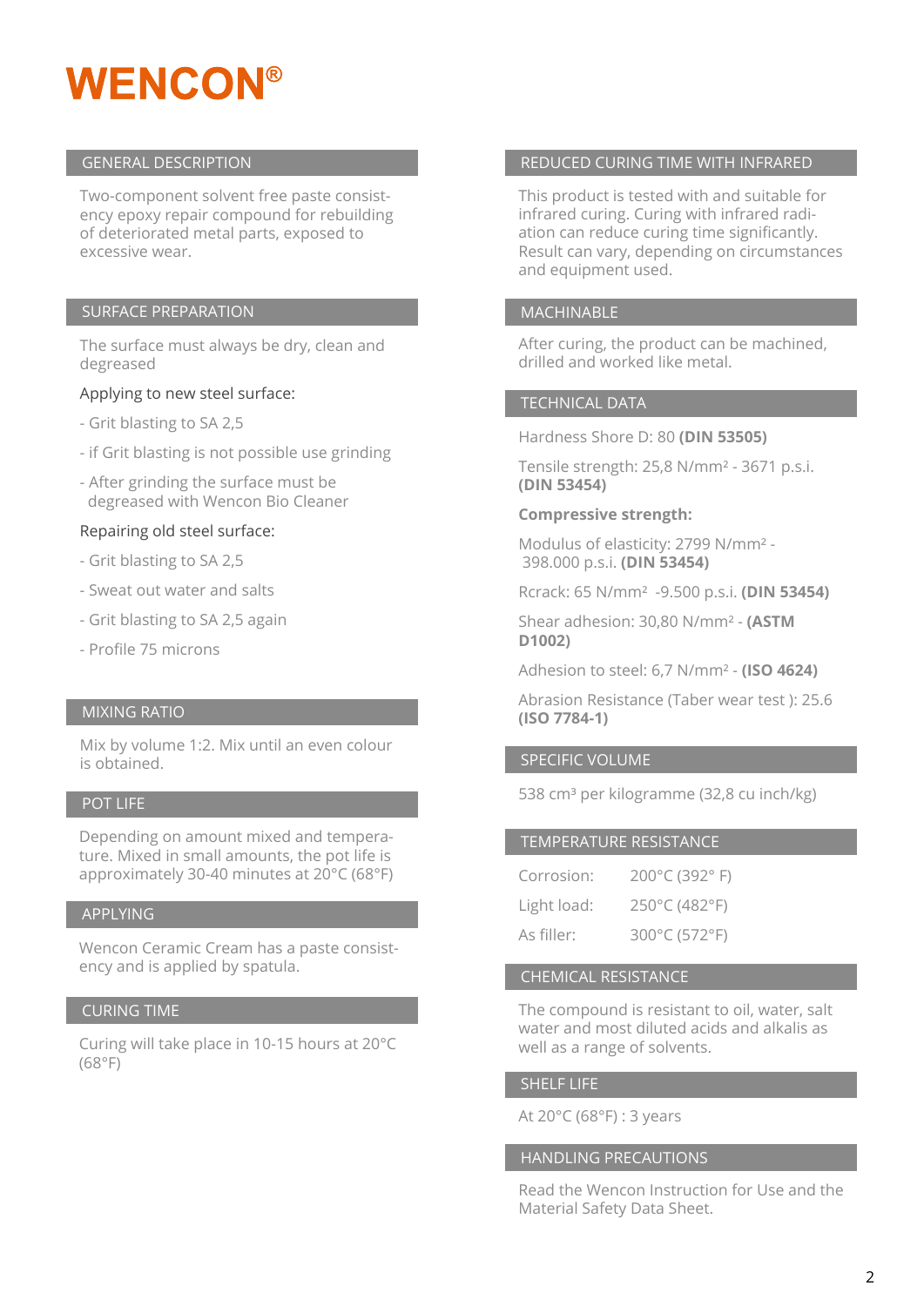# WENCON®

## GENERAL DESCRIPTION

Two-component solvent free paste consistency epoxy repair compound for rebuilding of deteriorated metal parts, exposed to excessive wear.

## SURFACE PREPARATION

The surface must always be dry, clean and degreased

Applying to new steel surface:

- Grit blasting to SA 2,5
- if Grit blasting is not possible use grinding
- After grinding the surface must be degreased with Wencon Bio Cleaner

Repairing old steel surface:

- Grit blasting to SA 2,5
- Sweat out water and salts
- Grit blasting to SA 2,5 again
- Profile 75 microns

## MIXING RATIO

Mix by volume 1:2. Mix until an even colour is obtained.

## POT LIFE

Depending on amount mixed and temperature. Mixed in small amounts, the pot life is approximately 30-40 minutes at 20°C (68°F)

## APPLYING

Wencon Ceramic Cream has a paste consistency and is applied by spatula.

## CURING TIME

Curing will take place in 10-15 hours at 20°C (68°F)

## REDUCED CURING TIME WITH INFRARED

This product is tested with and suitable for infrared curing. Curing with infrared radiation can reduce curing time significantly. Result can vary, depending on circumstances and equipment used.

## MACHINABLE

After curing, the product can be machined, drilled and worked like metal.

## TECHNICAL DATA

Hardness Shore D: 80 **(DIN 53505)**

Tensile strength: 25,8 N/mm² - 3671 p.s.i. **(DIN 53454)**

**Compressive strength:**

Modulus of elasticity: 2799 N/mm² - 398.000 p.s.i. **(DIN 53454)**

Rcrack: 65 N/mm² -9.500 p.s.i. **(DIN 53454)**

Shear adhesion: 30,80 N/mm² - **(ASTM D1002)**

Adhesion to steel: 6,7 N/mm² - **(ISO 4624)**

Abrasion Resistance (Taber wear test ): 25.6 **(ISO 7784-1)**

## SPECIFIC VOLUME

538 cm³ per kilogramme (32,8 cu inch/kg)

## TEMPERATURE RESISTANCE

| | |
|---|---|
| Corrosion: | 200°C (392° F) |
| Light load: | 250°C (482°F) |
| As filler: | 300°C (572°F) |

## CHEMICAL RESISTANCE

The compound is resistant to oil, water, salt water and most diluted acids and alkalis as well as a range of solvents.

## SHELF LIFE

At 20°C (68°F) : 3 years

## HANDLING PRECAUTIONS

Read the Wencon Instruction for Use and the Material Safety Data Sheet.